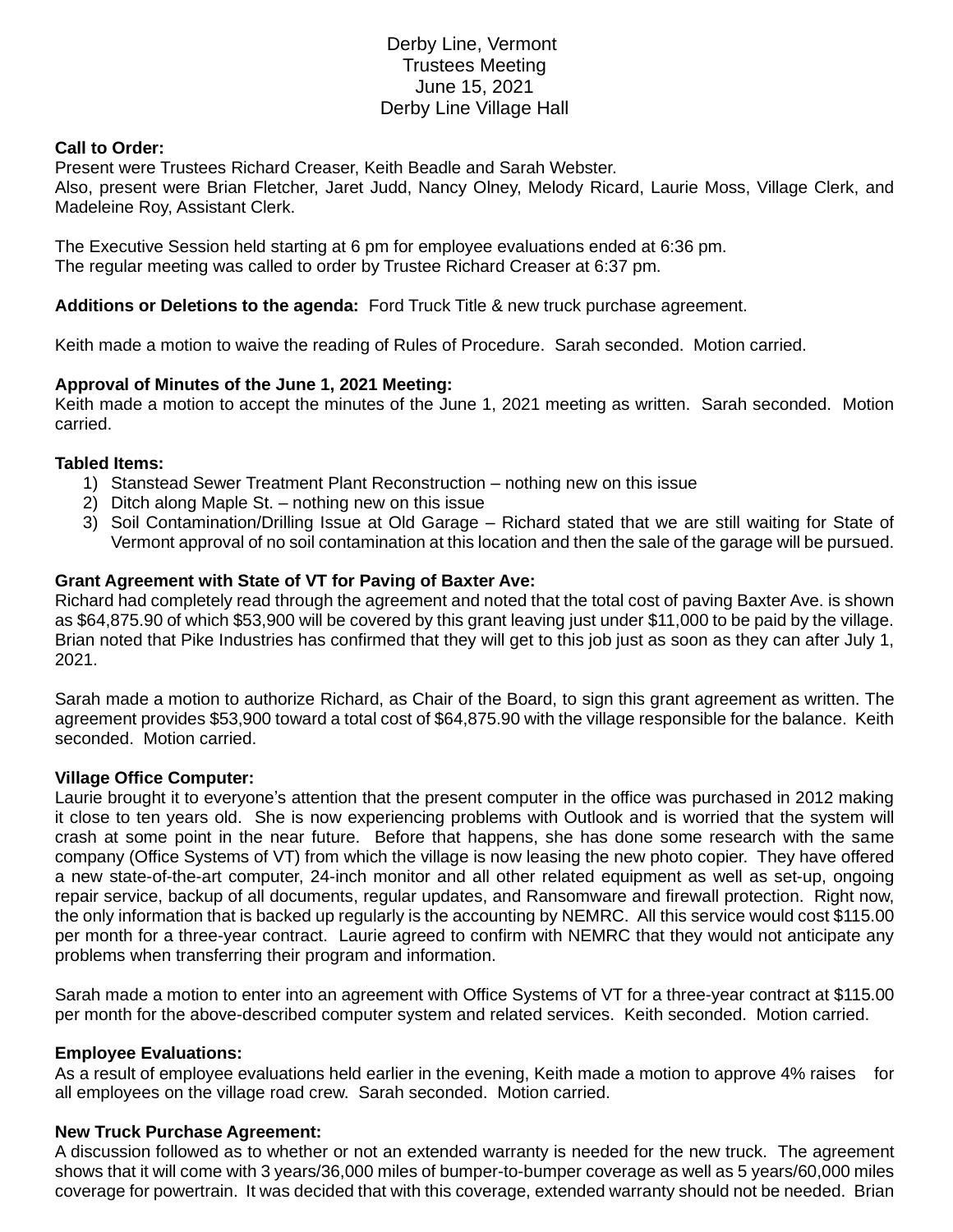# Derby Line, Vermont
## Trustees Meeting
## June 15, 2021
## Derby Line Village Hall

**Call to Order:**
Present were Trustees Richard Creaser, Keith Beadle and Sarah Webster.
Also, present were Brian Fletcher, Jaret Judd, Nancy Olney, Melody Ricard, Laurie Moss, Village Clerk, and Madeleine Roy, Assistant Clerk.

The Executive Session held starting at 6 pm for employee evaluations ended at 6:36 pm.
The regular meeting was called to order by Trustee Richard Creaser at 6:37 pm.

**Additions or Deletions to the agenda:** Ford Truck Title & new truck purchase agreement.

Keith made a motion to waive the reading of Rules of Procedure. Sarah seconded. Motion carried.

**Approval of Minutes of the June 1, 2021 Meeting:**
Keith made a motion to accept the minutes of the June 1, 2021 meeting as written. Sarah seconded. Motion carried.

**Tabled Items:**
1) Stanstead Sewer Treatment Plant Reconstruction – nothing new on this issue
2) Ditch along Maple St. – nothing new on this issue
3) Soil Contamination/Drilling Issue at Old Garage – Richard stated that we are still waiting for State of Vermont approval of no soil contamination at this location and then the sale of the garage will be pursued.

**Grant Agreement with State of VT for Paving of Baxter Ave:**
Richard had completely read through the agreement and noted that the total cost of paving Baxter Ave. is shown as $64,875.90 of which $53,900 will be covered by this grant leaving just under $11,000 to be paid by the village. Brian noted that Pike Industries has confirmed that they will get to this job just as soon as they can after July 1, 2021.

Sarah made a motion to authorize Richard, as Chair of the Board, to sign this grant agreement as written. The agreement provides $53,900 toward a total cost of $64,875.90 with the village responsible for the balance. Keith seconded. Motion carried.

**Village Office Computer:**
Laurie brought it to everyone's attention that the present computer in the office was purchased in 2012 making it close to ten years old. She is now experiencing problems with Outlook and is worried that the system will crash at some point in the near future. Before that happens, she has done some research with the same company (Office Systems of VT) from which the village is now leasing the new photo copier. They have offered a new state-of-the-art computer, 24-inch monitor and all other related equipment as well as set-up, ongoing repair service, backup of all documents, regular updates, and Ransomware and firewall protection. Right now, the only information that is backed up regularly is the accounting by NEMRC. All this service would cost $115.00 per month for a three-year contract. Laurie agreed to confirm with NEMRC that they would not anticipate any problems when transferring their program and information.

Sarah made a motion to enter into an agreement with Office Systems of VT for a three-year contract at $115.00 per month for the above-described computer system and related services. Keith seconded. Motion carried.

**Employee Evaluations:**
As a result of employee evaluations held earlier in the evening, Keith made a motion to approve 4% raises for all employees on the village road crew. Sarah seconded. Motion carried.

**New Truck Purchase Agreement:**
A discussion followed as to whether or not an extended warranty is needed for the new truck. The agreement shows that it will come with 3 years/36,000 miles of bumper-to-bumper coverage as well as 5 years/60,000 miles coverage for powertrain. It was decided that with this coverage, extended warranty should not be needed. Brian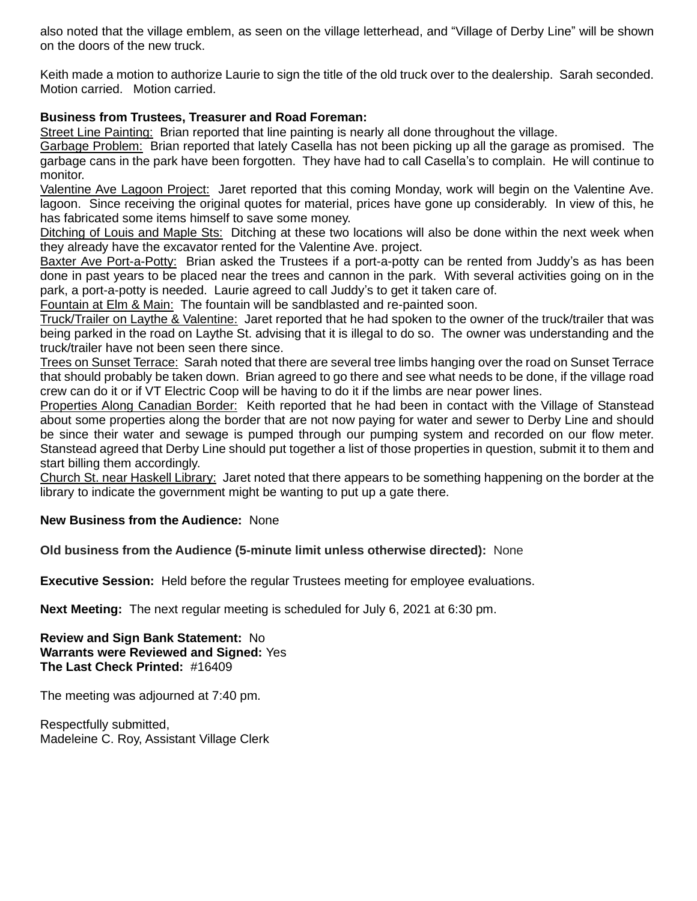also noted that the village emblem, as seen on the village letterhead, and "Village of Derby Line" will be shown on the doors of the new truck.

Keith made a motion to authorize Laurie to sign the title of the old truck over to the dealership. Sarah seconded. Motion carried. Motion carried.

**Business from Trustees, Treasurer and Road Foreman:**
Street Line Painting: Brian reported that line painting is nearly all done throughout the village.
Garbage Problem: Brian reported that lately Casella has not been picking up all the garage as promised. The garbage cans in the park have been forgotten. They have had to call Casella's to complain. He will continue to monitor.
Valentine Ave Lagoon Project: Jaret reported that this coming Monday, work will begin on the Valentine Ave. lagoon. Since receiving the original quotes for material, prices have gone up considerably. In view of this, he has fabricated some items himself to save some money.
Ditching of Louis and Maple Sts: Ditching at these two locations will also be done within the next week when they already have the excavator rented for the Valentine Ave. project.
Baxter Ave Port-a-Potty: Brian asked the Trustees if a port-a-potty can be rented from Juddy's as has been done in past years to be placed near the trees and cannon in the park. With several activities going on in the park, a port-a-potty is needed. Laurie agreed to call Juddy's to get it taken care of.
Fountain at Elm & Main: The fountain will be sandblasted and re-painted soon.
Truck/Trailer on Laythe & Valentine: Jaret reported that he had spoken to the owner of the truck/trailer that was being parked in the road on Laythe St. advising that it is illegal to do so. The owner was understanding and the truck/trailer have not been seen there since.
Trees on Sunset Terrace: Sarah noted that there are several tree limbs hanging over the road on Sunset Terrace that should probably be taken down. Brian agreed to go there and see what needs to be done, if the village road crew can do it or if VT Electric Coop will be having to do it if the limbs are near power lines.
Properties Along Canadian Border: Keith reported that he had been in contact with the Village of Stanstead about some properties along the border that are not now paying for water and sewer to Derby Line and should be since their water and sewage is pumped through our pumping system and recorded on our flow meter. Stanstead agreed that Derby Line should put together a list of those properties in question, submit it to them and start billing them accordingly.
Church St. near Haskell Library: Jaret noted that there appears to be something happening on the border at the library to indicate the government might be wanting to put up a gate there.

**New Business from the Audience:** None

**Old business from the Audience (5-minute limit unless otherwise directed):** None

**Executive Session:** Held before the regular Trustees meeting for employee evaluations.

**Next Meeting:** The next regular meeting is scheduled for July 6, 2021 at 6:30 pm.

**Review and Sign Bank Statement:** No
**Warrants were Reviewed and Signed:** Yes
**The Last Check Printed:** #16409

The meeting was adjourned at 7:40 pm.

Respectfully submitted,
Madeleine C. Roy, Assistant Village Clerk